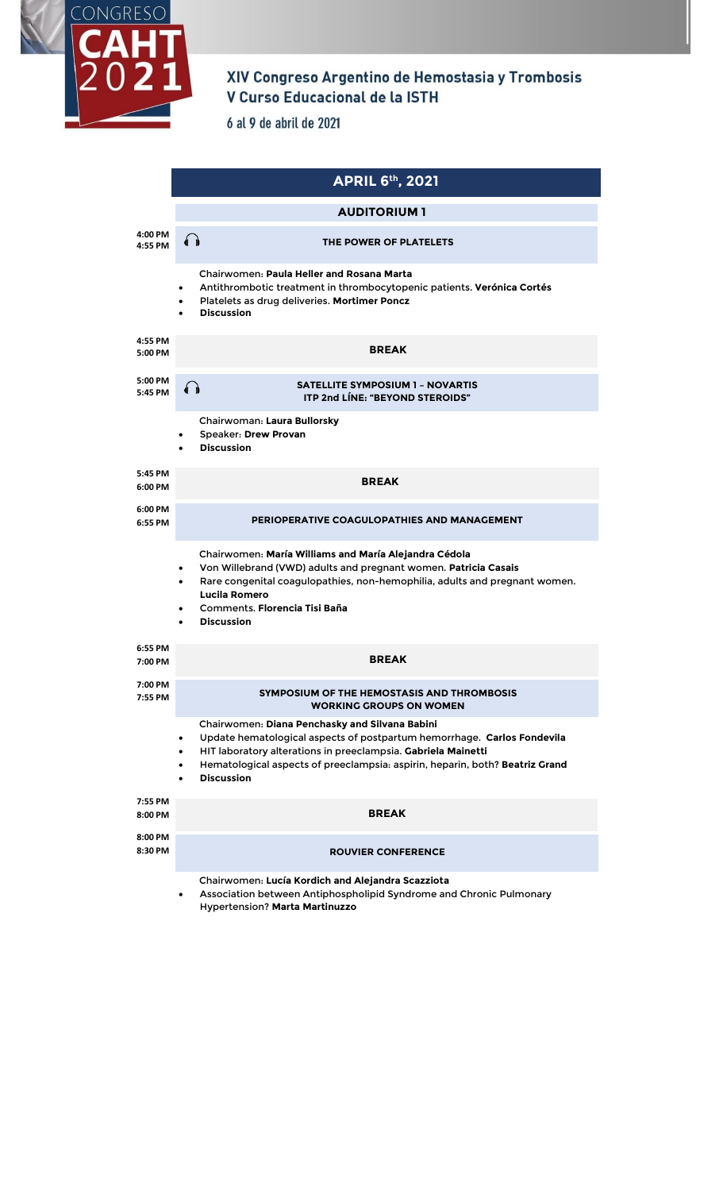# CONGRESO CAHT 2021

## XIV Congreso Argentino de Hemostasia y Trombosis
## V Curso Educacional de la ISTH

6 al 9 de abril de 2021

## APRIL 6th, 2021

### AUDITORIUM 1

**4:00 PM – 4:55 PM**

**THE POWER OF PLATELETS**

Chairwomen: **Paula Heller and Rosana Marta**

- Antithrombotic treatment in thrombocytopenic patients. **Verónica Cortés**
- Platelets as drug deliveries. **Mortimer Poncz**
- **Discussion**

**4:55 PM – 5:00 PM**

**BREAK**

**5:00 PM – 5:45 PM**

**SATELLITE SYMPOSIUM 1 – NOVARTIS**
**ITP 2nd LÍNE: "BEYOND STEROIDS"**

Chairwoman: **Laura Bullorsky**

- Speaker: **Drew Provan**
- **Discussion**

**5:45 PM – 6:00 PM**

**BREAK**

**6:00 PM – 6:55 PM**

**PERIOPERATIVE COAGULOPATHIES AND MANAGEMENT**

Chairwomen: **María Williams and María Alejandra Cédola**

- Von Willebrand (VWD) adults and pregnant women. **Patricia Casais**
- Rare congenital coagulopathies, non-hemophilia, adults and pregnant women. **Lucila Romero**
- Comments. **Florencia Tisi Baña**
- **Discussion**

**6:55 PM – 7:00 PM**

**BREAK**

**7:00 PM – 7:55 PM**

**SYMPOSIUM OF THE HEMOSTASIS AND THROMBOSIS WORKING GROUPS ON WOMEN**

Chairwomen: **Diana Penchasky and Silvana Babini**

- Update hematological aspects of postpartum hemorrhage. **Carlos Fondevila**
- HIT laboratory alterations in preeclampsia. **Gabriela Mainetti**
- Hematological aspects of preeclampsia: aspirin, heparin, both? **Beatriz Grand**
- **Discussion**

**7:55 PM – 8:00 PM**

**BREAK**

**8:00 PM – 8:30 PM**

**ROUVIER CONFERENCE**

Chairwomen: **Lucía Kordich and Alejandra Scazziota**

- Association between Antiphospholipid Syndrome and Chronic Pulmonary Hypertension? **Marta Martinuzzo**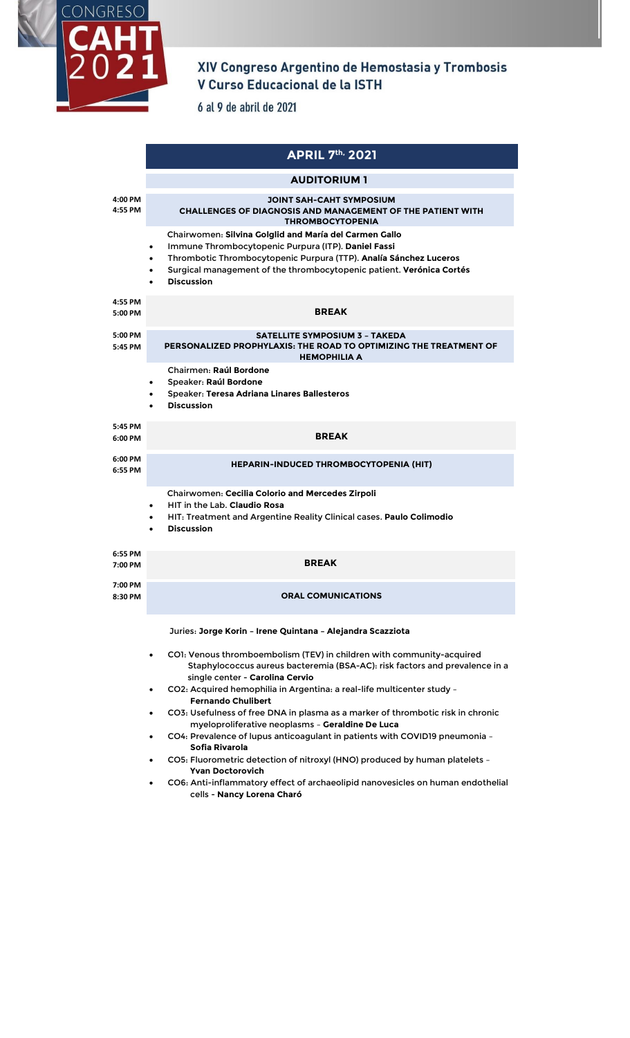# CONGRESO CAHT 2021

## XIV Congreso Argentino de Hemostasia y Trombosis
## V Curso Educacional de la ISTH

6 al 9 de abril de 2021

## APRIL 7th, 2021

### AUDITORIUM 1

**4:00 PM – 4:55 PM**

**JOINT SAH-CAHT SYMPOSIUM**
**CHALLENGES OF DIAGNOSIS AND MANAGEMENT OF THE PATIENT WITH THROMBOCYTOPENIA**

Chairwomen: **Silvina Golglid and María del Carmen Gallo**

- Immune Thrombocytopenic Purpura (ITP). **Daniel Fassi**
- Thrombotic Thrombocytopenic Purpura (TTP). **Analía Sánchez Luceros**
- Surgical management of the thrombocytopenic patient. **Verónica Cortés**
- **Discussion**

**4:55 PM – 5:00 PM**

**BREAK**

**5:00 PM – 5:45 PM**

**SATELLITE SYMPOSIUM 3 – TAKEDA**
**PERSONALIZED PROPHYLAXIS: THE ROAD TO OPTIMIZING THE TREATMENT OF HEMOPHILIA A**

Chairmen: **Raúl Bordone**

- Speaker: **Raúl Bordone**
- Speaker: **Teresa Adriana Linares Ballesteros**
- **Discussion**

**5:45 PM – 6:00 PM**

**BREAK**

**6:00 PM – 6:55 PM**

**HEPARIN-INDUCED THROMBOCYTOPENIA (HIT)**

Chairwomen: **Cecilia Colorio and Mercedes Zirpoli**

- HIT in the Lab. **Claudio Rosa**
- HIT: Treatment and Argentine Reality Clinical cases. **Paulo Colimodio**
- **Discussion**

**6:55 PM – 7:00 PM**

**BREAK**

**7:00 PM – 8:30 PM**

**ORAL COMUNICATIONS**

Juries: **Jorge Korin – Irene Quintana – Alejandra Scazziota**

- CO1: Venous thromboembolism (TEV) in children with community-acquired Staphylococcus aureus bacteremia (BSA-AC): risk factors and prevalence in a single center - **Carolina Cervio**
- CO2: Acquired hemophilia in Argentina: a real-life multicenter study – **Fernando Chulibert**
- CO3: Usefulness of free DNA in plasma as a marker of thrombotic risk in chronic myeloproliferative neoplasms – **Geraldine De Luca**
- CO4: Prevalence of lupus anticoagulant in patients with COVID19 pneumonia – **Sofia Rivarola**
- CO5: Fluorometric detection of nitroxyl (HNO) produced by human platelets – **Yvan Doctorovich**
- CO6: Anti-inflammatory effect of archaeolipid nanovesicles on human endothelial cells - **Nancy Lorena Charó**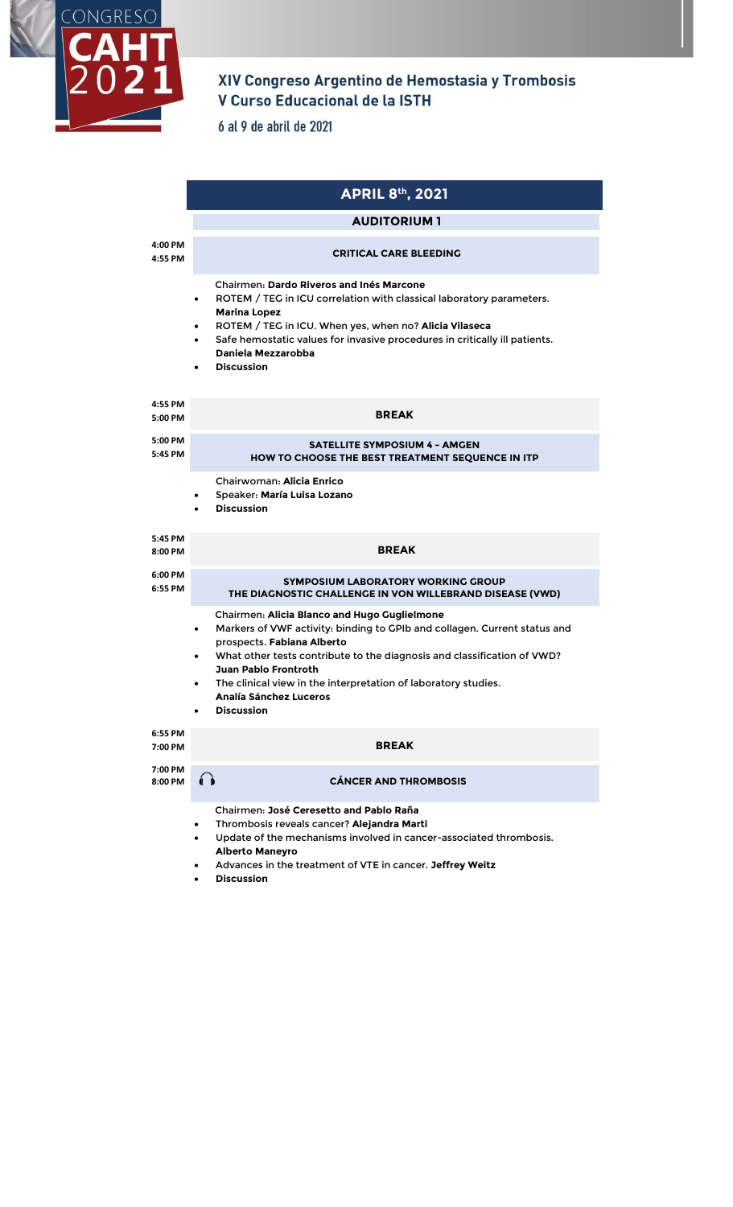# XIV Congreso Argentino de Hemostasia y Trombosis
## V Curso Educacional de la ISTH

6 al 9 de abril de 2021

## APRIL 8th, 2021

### AUDITORIUM 1

**4:00 PM – 4:55 PM**

### CRITICAL CARE BLEEDING

Chairmen: **Dardo Riveros and Inés Marcone**

- ROTEM / TEG in ICU correlation with classical laboratory parameters. **Marina Lopez**
- ROTEM / TEG in ICU. When yes, when no? **Alicia Vilaseca**
- Safe hemostatic values for invasive procedures in critically ill patients. **Daniela Mezzarobba**
- **Discussion**

**4:55 PM – 5:00 PM**

### BREAK

**5:00 PM – 5:45 PM**

### SATELLITE SYMPOSIUM 4 – AMGEN
### HOW TO CHOOSE THE BEST TREATMENT SEQUENCE IN ITP

Chairwoman: **Alicia Enrico**

- Speaker: **María Luisa Lozano**
- **Discussion**

**5:45 PM – 8:00 PM**

### BREAK

**6:00 PM – 6:55 PM**

### SYMPOSIUM LABORATORY WORKING GROUP
### THE DIAGNOSTIC CHALLENGE IN VON WILLEBRAND DISEASE (VWD)

Chairmen: **Alicia Blanco and Hugo Guglielmone**

- Markers of VWF activity: binding to GPIb and collagen. Current status and prospects. **Fabiana Alberto**
- What other tests contribute to the diagnosis and classification of VWD? **Juan Pablo Frontroth**
- The clinical view in the interpretation of laboratory studies. **Analía Sánchez Luceros**
- **Discussion**

**6:55 PM – 7:00 PM**

### BREAK

**7:00 PM – 8:00 PM**

### CÁNCER AND THROMBOSIS

Chairmen: **José Ceresetto and Pablo Raña**

- Thrombosis reveals cancer? **Alejandra Marti**
- Update of the mechanisms involved in cancer-associated thrombosis. **Alberto Maneyro**
- Advances in the treatment of VTE in cancer. **Jeffrey Weitz**
- **Discussion**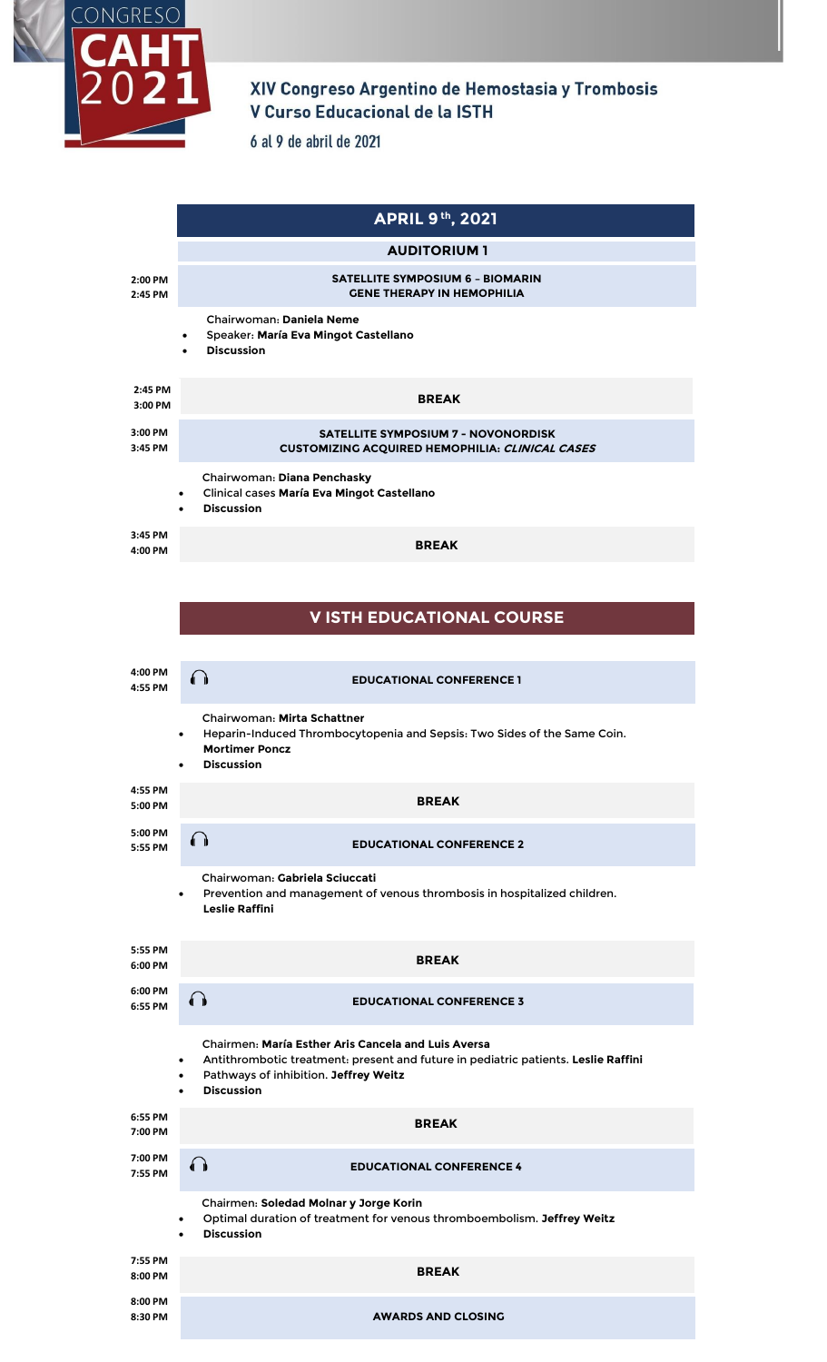CONGRESO CAHT 2021

XIV Congreso Argentino de Hemostasia y Trombosis
V Curso Educacional de la ISTH

6 al 9 de abril de 2021

## APRIL 9th, 2021

### AUDITORIUM 1

**2:00 PM – 2:45 PM**

**SATELLITE SYMPOSIUM 6 – BIOMARIN**
**GENE THERAPY IN HEMOPHILIA**

Chairwoman: **Daniela Neme**

- Speaker: **María Eva Mingot Castellano**
- **Discussion**

**2:45 PM – 3:00 PM** — **BREAK**

**3:00 PM – 3:45 PM**

**SATELLITE SYMPOSIUM 7 – NOVONORDISK**
**CUSTOMIZING ACQUIRED HEMOPHILIA: *CLINICAL CASES***

Chairwoman: **Diana Penchasky**

- Clinical cases **María Eva Mingot Castellano**
- **Discussion**

**3:45 PM – 4:00 PM** — **BREAK**

## V ISTH EDUCATIONAL COURSE

**4:00 PM – 4:55 PM**

**EDUCATIONAL CONFERENCE 1**

Chairwoman: **Mirta Schattner**

- Heparin-Induced Thrombocytopenia and Sepsis: Two Sides of the Same Coin. **Mortimer Poncz**
- **Discussion**

**4:55 PM – 5:00 PM** — **BREAK**

**5:00 PM – 5:55 PM**

**EDUCATIONAL CONFERENCE 2**

Chairwoman: **Gabriela Sciuccati**

- Prevention and management of venous thrombosis in hospitalized children. **Leslie Raffini**

**5:55 PM – 6:00 PM** — **BREAK**

**6:00 PM – 6:55 PM**

**EDUCATIONAL CONFERENCE 3**

Chairmen: **María Esther Aris Cancela and Luis Aversa**

- Antithrombotic treatment: present and future in pediatric patients. **Leslie Raffini**
- Pathways of inhibition. **Jeffrey Weitz**
- **Discussion**

**6:55 PM – 7:00 PM** — **BREAK**

**7:00 PM – 7:55 PM**

**EDUCATIONAL CONFERENCE 4**

Chairmen: **Soledad Molnar y Jorge Korin**

- Optimal duration of treatment for venous thromboembolism. **Jeffrey Weitz**
- **Discussion**

**7:55 PM – 8:00 PM** — **BREAK**

**8:00 PM – 8:30 PM** — **AWARDS AND CLOSING**